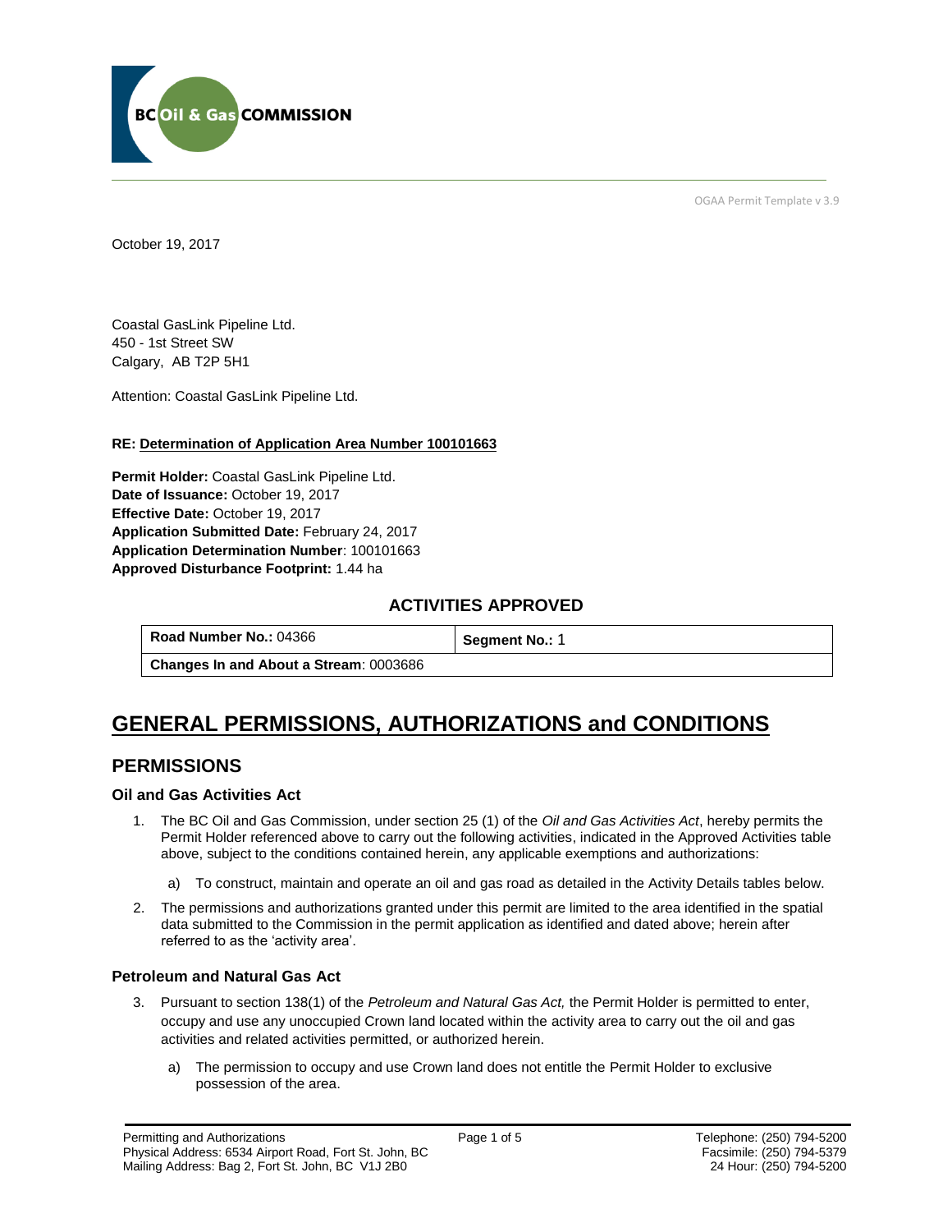BC Oil & Gas COMMISSION

OGAA Permit Template v 3.9

October 19, 2017

Coastal GasLink Pipeline Ltd.
450 - 1st Street SW
Calgary, AB T2P 5H1

Attention: Coastal GasLink Pipeline Ltd.

**RE: Determination of Application Area Number 100101663**

**Permit Holder:** Coastal GasLink Pipeline Ltd.
**Date of Issuance:** October 19, 2017
**Effective Date:** October 19, 2017
**Application Submitted Date:** February 24, 2017
**Application Determination Number**: 100101663
**Approved Disturbance Footprint:** 1.44 ha

### ACTIVITIES APPROVED

| **Road Number No.:** 04366 | **Segment No.:** 1 |
|---|---|
| **Changes In and About a Stream**: 0003686 | |

# GENERAL PERMISSIONS, AUTHORIZATIONS and CONDITIONS

## PERMISSIONS

### Oil and Gas Activities Act

1. The BC Oil and Gas Commission, under section 25 (1) of the *Oil and Gas Activities Act*, hereby permits the Permit Holder referenced above to carry out the following activities, indicated in the Approved Activities table above, subject to the conditions contained herein, any applicable exemptions and authorizations:

    a) To construct, maintain and operate an oil and gas road as detailed in the Activity Details tables below.

2. The permissions and authorizations granted under this permit are limited to the area identified in the spatial data submitted to the Commission in the permit application as identified and dated above; herein after referred to as the 'activity area'.

### Petroleum and Natural Gas Act

3. Pursuant to section 138(1) of the *Petroleum and Natural Gas Act,* the Permit Holder is permitted to enter, occupy and use any unoccupied Crown land located within the activity area to carry out the oil and gas activities and related activities permitted, or authorized herein.

    a) The permission to occupy and use Crown land does not entitle the Permit Holder to exclusive possession of the area.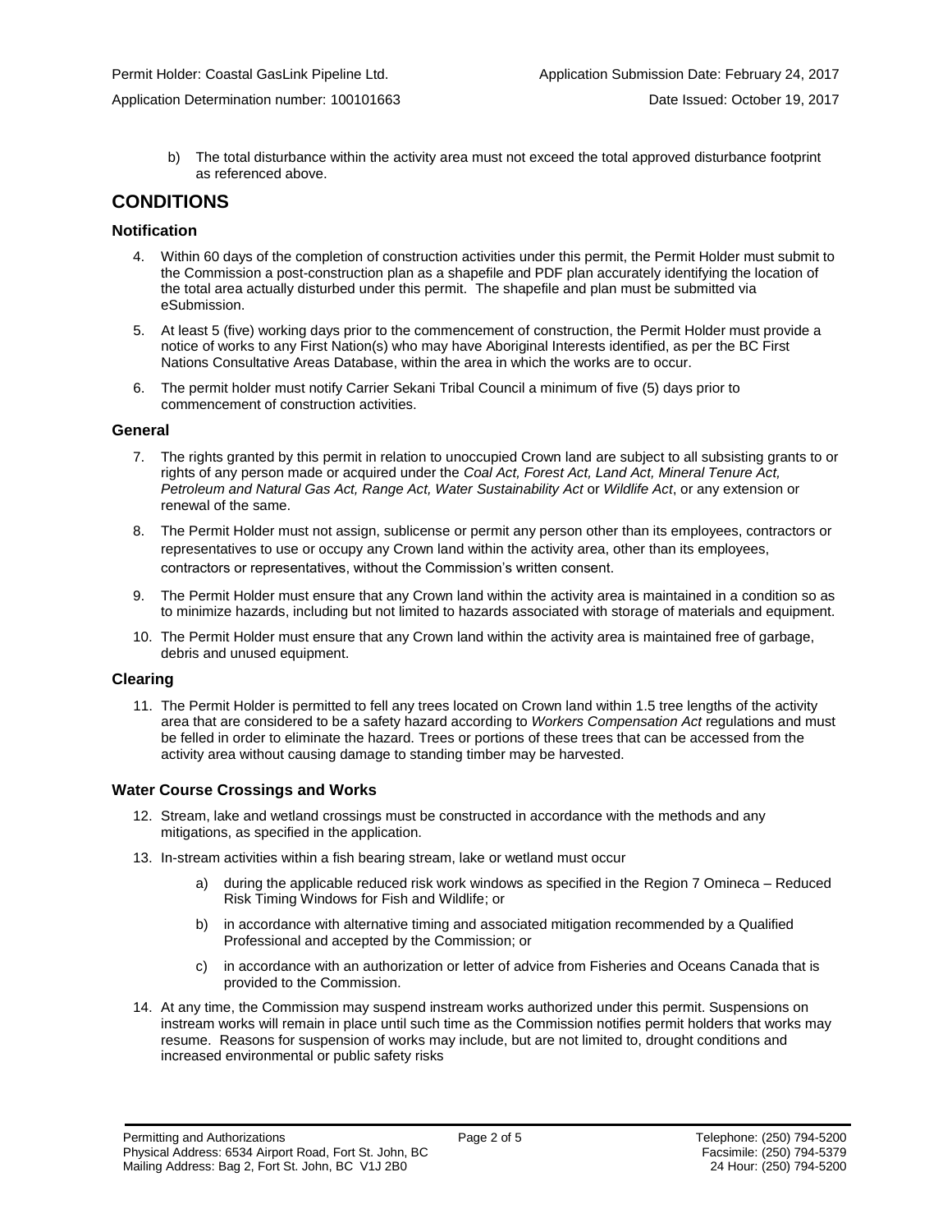b) The total disturbance within the activity area must not exceed the total approved disturbance footprint as referenced above.

## CONDITIONS

### Notification

4. Within 60 days of the completion of construction activities under this permit, the Permit Holder must submit to the Commission a post-construction plan as a shapefile and PDF plan accurately identifying the location of the total area actually disturbed under this permit. The shapefile and plan must be submitted via eSubmission.

5. At least 5 (five) working days prior to the commencement of construction, the Permit Holder must provide a notice of works to any First Nation(s) who may have Aboriginal Interests identified, as per the BC First Nations Consultative Areas Database, within the area in which the works are to occur.

6. The permit holder must notify Carrier Sekani Tribal Council a minimum of five (5) days prior to commencement of construction activities.

### General

7. The rights granted by this permit in relation to unoccupied Crown land are subject to all subsisting grants to or rights of any person made or acquired under the *Coal Act, Forest Act, Land Act, Mineral Tenure Act, Petroleum and Natural Gas Act, Range Act, Water Sustainability Act* or *Wildlife Act*, or any extension or renewal of the same.

8. The Permit Holder must not assign, sublicense or permit any person other than its employees, contractors or representatives to use or occupy any Crown land within the activity area, other than its employees, contractors or representatives, without the Commission's written consent.

9. The Permit Holder must ensure that any Crown land within the activity area is maintained in a condition so as to minimize hazards, including but not limited to hazards associated with storage of materials and equipment.

10. The Permit Holder must ensure that any Crown land within the activity area is maintained free of garbage, debris and unused equipment.

### Clearing

11. The Permit Holder is permitted to fell any trees located on Crown land within 1.5 tree lengths of the activity area that are considered to be a safety hazard according to *Workers Compensation Act* regulations and must be felled in order to eliminate the hazard. Trees or portions of these trees that can be accessed from the activity area without causing damage to standing timber may be harvested.

### Water Course Crossings and Works

12. Stream, lake and wetland crossings must be constructed in accordance with the methods and any mitigations, as specified in the application.

13. In-stream activities within a fish bearing stream, lake or wetland must occur

    a) during the applicable reduced risk work windows as specified in the Region 7 Omineca – Reduced Risk Timing Windows for Fish and Wildlife; or

    b) in accordance with alternative timing and associated mitigation recommended by a Qualified Professional and accepted by the Commission; or

    c) in accordance with an authorization or letter of advice from Fisheries and Oceans Canada that is provided to the Commission.

14. At any time, the Commission may suspend instream works authorized under this permit. Suspensions on instream works will remain in place until such time as the Commission notifies permit holders that works may resume. Reasons for suspension of works may include, but are not limited to, drought conditions and increased environmental or public safety risks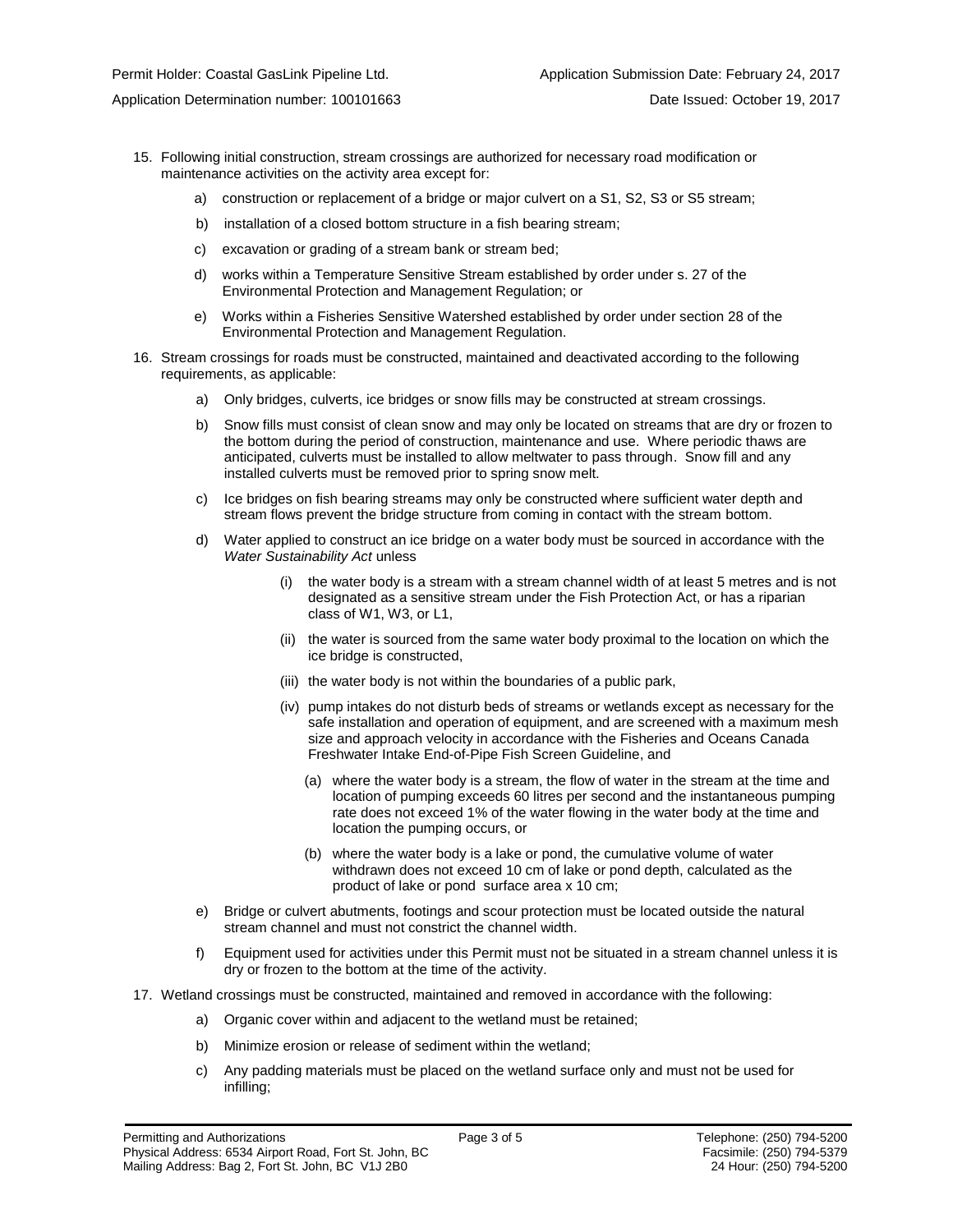15. Following initial construction, stream crossings are authorized for necessary road modification or maintenance activities on the activity area except for:

    a) construction or replacement of a bridge or major culvert on a S1, S2, S3 or S5 stream;

    b) installation of a closed bottom structure in a fish bearing stream;

    c) excavation or grading of a stream bank or stream bed;

    d) works within a Temperature Sensitive Stream established by order under s. 27 of the Environmental Protection and Management Regulation; or

    e) Works within a Fisheries Sensitive Watershed established by order under section 28 of the Environmental Protection and Management Regulation.

16. Stream crossings for roads must be constructed, maintained and deactivated according to the following requirements, as applicable:

    a) Only bridges, culverts, ice bridges or snow fills may be constructed at stream crossings.

    b) Snow fills must consist of clean snow and may only be located on streams that are dry or frozen to the bottom during the period of construction, maintenance and use. Where periodic thaws are anticipated, culverts must be installed to allow meltwater to pass through. Snow fill and any installed culverts must be removed prior to spring snow melt.

    c) Ice bridges on fish bearing streams may only be constructed where sufficient water depth and stream flows prevent the bridge structure from coming in contact with the stream bottom.

    d) Water applied to construct an ice bridge on a water body must be sourced in accordance with the *Water Sustainability Act* unless

        (i) the water body is a stream with a stream channel width of at least 5 metres and is not designated as a sensitive stream under the Fish Protection Act, or has a riparian class of W1, W3, or L1,

        (ii) the water is sourced from the same water body proximal to the location on which the ice bridge is constructed,

        (iii) the water body is not within the boundaries of a public park,

        (iv) pump intakes do not disturb beds of streams or wetlands except as necessary for the safe installation and operation of equipment, and are screened with a maximum mesh size and approach velocity in accordance with the Fisheries and Oceans Canada Freshwater Intake End-of-Pipe Fish Screen Guideline, and

            (a) where the water body is a stream, the flow of water in the stream at the time and location of pumping exceeds 60 litres per second and the instantaneous pumping rate does not exceed 1% of the water flowing in the water body at the time and location the pumping occurs, or

            (b) where the water body is a lake or pond, the cumulative volume of water withdrawn does not exceed 10 cm of lake or pond depth, calculated as the product of lake or pond surface area x 10 cm;

    e) Bridge or culvert abutments, footings and scour protection must be located outside the natural stream channel and must not constrict the channel width.

    f) Equipment used for activities under this Permit must not be situated in a stream channel unless it is dry or frozen to the bottom at the time of the activity.

17. Wetland crossings must be constructed, maintained and removed in accordance with the following:

    a) Organic cover within and adjacent to the wetland must be retained;

    b) Minimize erosion or release of sediment within the wetland;

    c) Any padding materials must be placed on the wetland surface only and must not be used for infilling;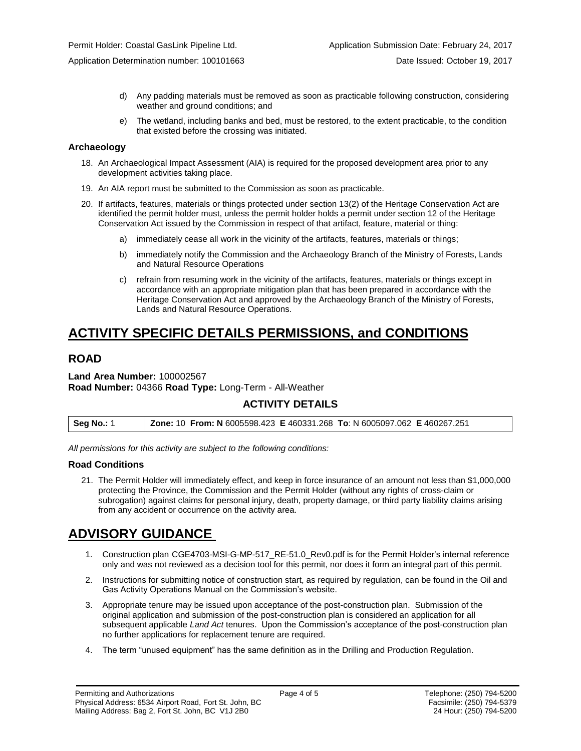d) Any padding materials must be removed as soon as practicable following construction, considering weather and ground conditions; and

e) The wetland, including banks and bed, must be restored, to the extent practicable, to the condition that existed before the crossing was initiated.

### Archaeology

18. An Archaeological Impact Assessment (AIA) is required for the proposed development area prior to any development activities taking place.
19. An AIA report must be submitted to the Commission as soon as practicable.
20. If artifacts, features, materials or things protected under section 13(2) of the Heritage Conservation Act are identified the permit holder must, unless the permit holder holds a permit under section 12 of the Heritage Conservation Act issued by the Commission in respect of that artifact, feature, material or thing:

    a) immediately cease all work in the vicinity of the artifacts, features, materials or things;

    b) immediately notify the Commission and the Archaeology Branch of the Ministry of Forests, Lands and Natural Resource Operations

    c) refrain from resuming work in the vicinity of the artifacts, features, materials or things except in accordance with an appropriate mitigation plan that has been prepared in accordance with the Heritage Conservation Act and approved by the Archaeology Branch of the Ministry of Forests, Lands and Natural Resource Operations.

# ACTIVITY SPECIFIC DETAILS PERMISSIONS, and CONDITIONS

## ROAD

**Land Area Number:** 100002567
**Road Number:** 04366 **Road Type:** Long-Term - All-Weather

### ACTIVITY DETAILS

| **Seg No.:** 1 | **Zone:** 10 **From: N** 6005598.423 **E** 460331.268 **To**: N 6005097.062 **E** 460267.251 |
|---|---|

*All permissions for this activity are subject to the following conditions:*

### Road Conditions

21. The Permit Holder will immediately effect, and keep in force insurance of an amount not less than $1,000,000 protecting the Province, the Commission and the Permit Holder (without any rights of cross-claim or subrogation) against claims for personal injury, death, property damage, or third party liability claims arising from any accident or occurrence on the activity area.

# ADVISORY GUIDANCE

1. Construction plan CGE4703-MSI-G-MP-517_RE-51.0_Rev0.pdf is for the Permit Holder's internal reference only and was not reviewed as a decision tool for this permit, nor does it form an integral part of this permit.
2. Instructions for submitting notice of construction start, as required by regulation, can be found in the Oil and Gas Activity Operations Manual on the Commission's website.
3. Appropriate tenure may be issued upon acceptance of the post-construction plan. Submission of the original application and submission of the post-construction plan is considered an application for all subsequent applicable *Land Act* tenures. Upon the Commission's acceptance of the post-construction plan no further applications for replacement tenure are required.
4. The term "unused equipment" has the same definition as in the Drilling and Production Regulation.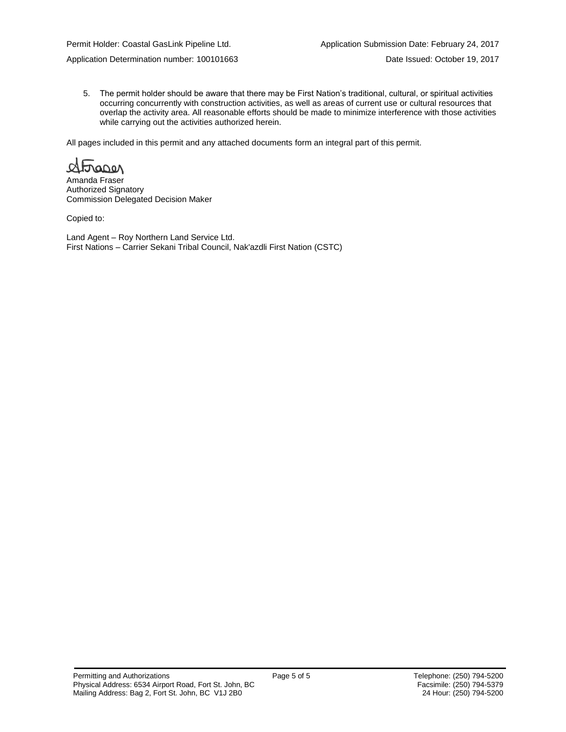5. The permit holder should be aware that there may be First Nation's traditional, cultural, or spiritual activities occurring concurrently with construction activities, as well as areas of current use or cultural resources that overlap the activity area. All reasonable efforts should be made to minimize interference with those activities while carrying out the activities authorized herein.

All pages included in this permit and any attached documents form an integral part of this permit.

Amanda Fraser
Authorized Signatory
Commission Delegated Decision Maker

Copied to:

Land Agent – Roy Northern Land Service Ltd.
First Nations – Carrier Sekani Tribal Council, Nak'azdli First Nation (CSTC)